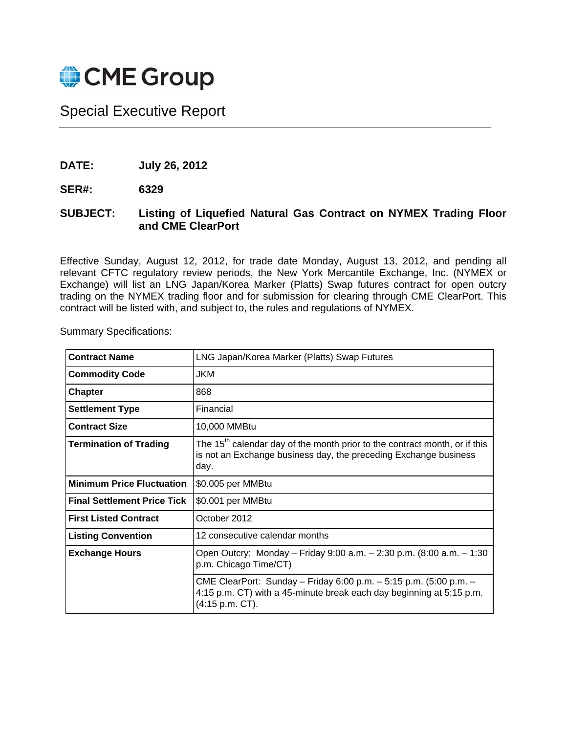CME Group

# Special Executive Report

**DATE:** July 26, 2012

**SER#:** 6329

**SUBJECT:** Listing of Liquefied Natural Gas Contract on NYMEX Trading Floor and CME ClearPort

Effective Sunday, August 12, 2012, for trade date Monday, August 13, 2012, and pending all relevant CFTC regulatory review periods, the New York Mercantile Exchange, Inc. (NYMEX or Exchange) will list an LNG Japan/Korea Marker (Platts) Swap futures contract for open outcry trading on the NYMEX trading floor and for submission for clearing through CME ClearPort. This contract will be listed with, and subject to, the rules and regulations of NYMEX.

Summary Specifications:

| | |
|---|---|
| **Contract Name** | LNG Japan/Korea Marker (Platts) Swap Futures |
| **Commodity Code** | JKM |
| **Chapter** | 868 |
| **Settlement Type** | Financial |
| **Contract Size** | 10,000 MMBtu |
| **Termination of Trading** | The 15th calendar day of the month prior to the contract month, or if this is not an Exchange business day, the preceding Exchange business day. |
| **Minimum Price Fluctuation** | $0.005 per MMBtu |
| **Final Settlement Price Tick** | $0.001 per MMBtu |
| **First Listed Contract** | October 2012 |
| **Listing Convention** | 12 consecutive calendar months |
| **Exchange Hours** | Open Outcry: Monday – Friday 9:00 a.m. – 2:30 p.m. (8:00 a.m. – 1:30 p.m. Chicago Time/CT) |
| | CME ClearPort: Sunday – Friday 6:00 p.m. – 5:15 p.m. (5:00 p.m. – 4:15 p.m. CT) with a 45-minute break each day beginning at 5:15 p.m. (4:15 p.m. CT). |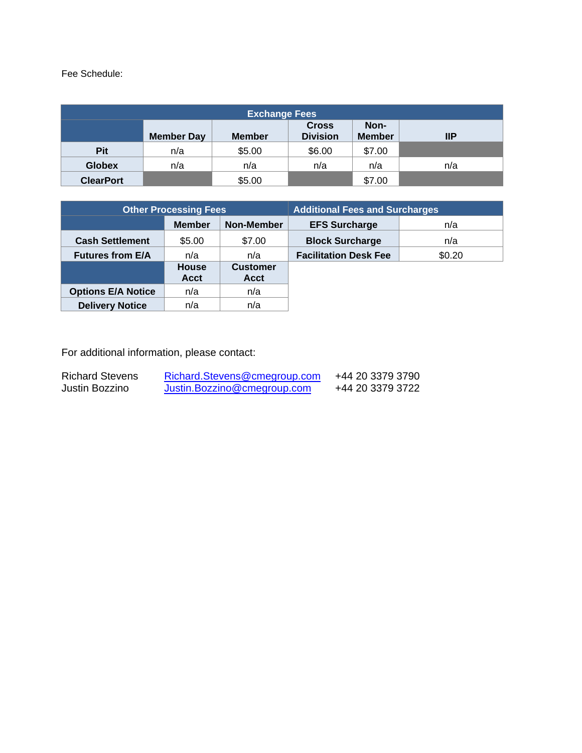Fee Schedule:

| Exchange Fees | | | | | |
|---|---|---|---|---|---|
| | Member Day | Member | Cross Division | Non-Member | IIP |
| Pit | n/a | $5.00 | $6.00 | $7.00 | |
| Globex | n/a | n/a | n/a | n/a | n/a |
| ClearPort | | $5.00 | | $7.00 | |

| Other Processing Fees | | |
|---|---|---|
| | Member | Non-Member |
| Cash Settlement | $5.00 | $7.00 |
| Futures from E/A | n/a | n/a |
| | House Acct | Customer Acct |
| Options E/A Notice | n/a | n/a |
| Delivery Notice | n/a | n/a |

| Additional Fees and Surcharges | |
|---|---|
| EFS Surcharge | n/a |
| Block Surcharge | n/a |
| Facilitation Desk Fee | $0.20 |

For additional information, please contact:

| | | |
|---|---|---|
| Richard Stevens | Richard.Stevens@cmegroup.com | +44 20 3379 3790 |
| Justin Bozzino | Justin.Bozzino@cmegroup.com | +44 20 3379 3722 |